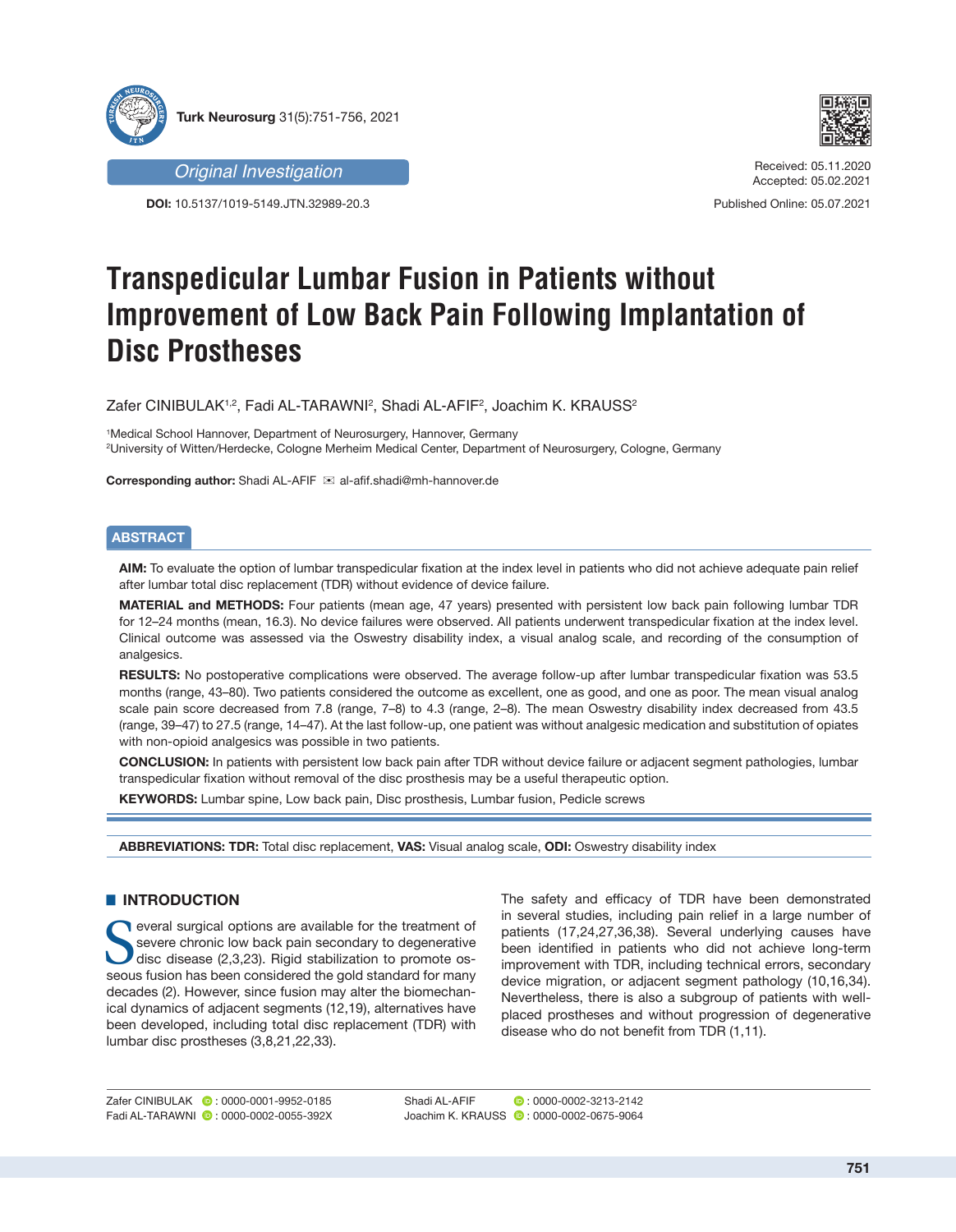Original Investigation

DOI: 10.5137/1019-5149.JTN.32989-20.3

Received: 05.11.2020
Accepted: 05.02.2021

Published Online: 05.07.2021

# Transpedicular Lumbar Fusion in Patients without Improvement of Low Back Pain Following Implantation of Disc Prostheses

Zafer CINIBULAK[1,2], Fadi AL-TARAWNI[2], Shadi AL-AFIF[2], Joachim K. KRAUSS[2]

[1]Medical School Hannover, Department of Neurosurgery, Hannover, Germany
[2]University of Witten/Herdecke, Cologne Merheim Medical Center, Department of Neurosurgery, Cologne, Germany

**Corresponding author:** Shadi AL-AFIF ✉ al-afif.shadi@mh-hannover.de

## ABSTRACT

**AIM:** To evaluate the option of lumbar transpedicular fixation at the index level in patients who did not achieve adequate pain relief after lumbar total disc replacement (TDR) without evidence of device failure.

**MATERIAL and METHODS:** Four patients (mean age, 47 years) presented with persistent low back pain following lumbar TDR for 12–24 months (mean, 16.3). No device failures were observed. All patients underwent transpedicular fixation at the index level. Clinical outcome was assessed via the Oswestry disability index, a visual analog scale, and recording of the consumption of analgesics.

**RESULTS:** No postoperative complications were observed. The average follow-up after lumbar transpedicular fixation was 53.5 months (range, 43–80). Two patients considered the outcome as excellent, one as good, and one as poor. The mean visual analog scale pain score decreased from 7.8 (range, 7–8) to 4.3 (range, 2–8). The mean Oswestry disability index decreased from 43.5 (range, 39–47) to 27.5 (range, 14–47). At the last follow-up, one patient was without analgesic medication and substitution of opiates with non-opioid analgesics was possible in two patients.

**CONCLUSION:** In patients with persistent low back pain after TDR without device failure or adjacent segment pathologies, lumbar transpedicular fixation without removal of the disc prosthesis may be a useful therapeutic option.

**KEYWORDS:** Lumbar spine, Low back pain, Disc prosthesis, Lumbar fusion, Pedicle screws

**ABBREVIATIONS: TDR:** Total disc replacement, **VAS:** Visual analog scale, **ODI:** Oswestry disability index

## INTRODUCTION

Several surgical options are available for the treatment of severe chronic low back pain secondary to degenerative disc disease (2,3,23). Rigid stabilization to promote osseous fusion has been considered the gold standard for many decades (2). However, since fusion may alter the biomechanical dynamics of adjacent segments (12,19), alternatives have been developed, including total disc replacement (TDR) with lumbar disc prostheses (3,8,21,22,33).

The safety and efficacy of TDR have been demonstrated in several studies, including pain relief in a large number of patients (17,24,27,36,38). Several underlying causes have been identified in patients who did not achieve long-term improvement with TDR, including technical errors, secondary device migration, or adjacent segment pathology (10,16,34). Nevertheless, there is also a subgroup of patients with well-placed prostheses and without progression of degenerative disease who do not benefit from TDR (1,11).

Zafer CINIBULAK : 0000-0001-9952-0185
Fadi AL-TARAWNI : 0000-0002-0055-392X
Shadi AL-AFIF : 0000-0002-3213-2142
Joachim K. KRAUSS : 0000-0002-0675-9064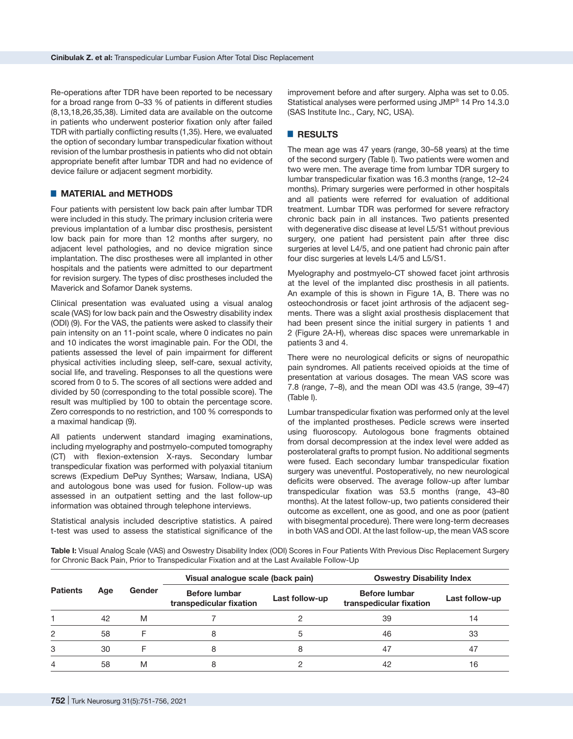Re-operations after TDR have been reported to be necessary for a broad range from 0–33 % of patients in different studies (8,13,18,26,35,38). Limited data are available on the outcome in patients who underwent posterior fixation only after failed TDR with partially conflicting results (1,35). Here, we evaluated the option of secondary lumbar transpedicular fixation without revision of the lumbar prosthesis in patients who did not obtain appropriate benefit after lumbar TDR and had no evidence of device failure or adjacent segment morbidity.

## MATERIAL and METHODS

Four patients with persistent low back pain after lumbar TDR were included in this study. The primary inclusion criteria were previous implantation of a lumbar disc prosthesis, persistent low back pain for more than 12 months after surgery, no adjacent level pathologies, and no device migration since implantation. The disc prostheses were all implanted in other hospitals and the patients were admitted to our department for revision surgery. The types of disc prostheses included the Maverick and Sofamor Danek systems.

Clinical presentation was evaluated using a visual analog scale (VAS) for low back pain and the Oswestry disability index (ODI) (9). For the VAS, the patients were asked to classify their pain intensity on an 11-point scale, where 0 indicates no pain and 10 indicates the worst imaginable pain. For the ODI, the patients assessed the level of pain impairment for different physical activities including sleep, self-care, sexual activity, social life, and traveling. Responses to all the questions were scored from 0 to 5. The scores of all sections were added and divided by 50 (corresponding to the total possible score). The result was multiplied by 100 to obtain the percentage score. Zero corresponds to no restriction, and 100 % corresponds to a maximal handicap (9).

All patients underwent standard imaging examinations, including myelography and postmyelo-computed tomography (CT) with flexion-extension X-rays. Secondary lumbar transpedicular fixation was performed with polyaxial titanium screws (Expedium DePuy Synthes; Warsaw, Indiana, USA) and autologous bone was used for fusion. Follow-up was assessed in an outpatient setting and the last follow-up information was obtained through telephone interviews.

Statistical analysis included descriptive statistics. A paired t-test was used to assess the statistical significance of the improvement before and after surgery. Alpha was set to 0.05. Statistical analyses were performed using JMP® 14 Pro 14.3.0 (SAS Institute Inc., Cary, NC, USA).

## RESULTS

The mean age was 47 years (range, 30–58 years) at the time of the second surgery (Table I). Two patients were women and two were men. The average time from lumbar TDR surgery to lumbar transpedicular fixation was 16.3 months (range, 12–24 months). Primary surgeries were performed in other hospitals and all patients were referred for evaluation of additional treatment. Lumbar TDR was performed for severe refractory chronic back pain in all instances. Two patients presented with degenerative disc disease at level L5/S1 without previous surgery, one patient had persistent pain after three disc surgeries at level L4/5, and one patient had chronic pain after four disc surgeries at levels L4/5 and L5/S1.

Myelography and postmyelo-CT showed facet joint arthrosis at the level of the implanted disc prosthesis in all patients. An example of this is shown in Figure 1A, B. There was no osteochondrosis or facet joint arthrosis of the adjacent segments. There was a slight axial prosthesis displacement that had been present since the initial surgery in patients 1 and 2 (Figure 2A-H), whereas disc spaces were unremarkable in patients 3 and 4.

There were no neurological deficits or signs of neuropathic pain syndromes. All patients received opioids at the time of presentation at various dosages. The mean VAS score was 7.8 (range, 7–8), and the mean ODI was 43.5 (range, 39–47) (Table I).

Lumbar transpedicular fixation was performed only at the level of the implanted prostheses. Pedicle screws were inserted using fluoroscopy. Autologous bone fragments obtained from dorsal decompression at the index level were added as posterolateral grafts to prompt fusion. No additional segments were fused. Each secondary lumbar transpedicular fixation surgery was uneventful. Postoperatively, no new neurological deficits were observed. The average follow-up after lumbar transpedicular fixation was 53.5 months (range, 43–80 months). At the latest follow-up, two patients considered their outcome as excellent, one as good, and one as poor (patient with bisegmental procedure). There were long-term decreases in both VAS and ODI. At the last follow-up, the mean VAS score

**Table I:** Visual Analog Scale (VAS) and Oswestry Disability Index (ODI) Scores in Four Patients With Previous Disc Replacement Surgery for Chronic Back Pain, Prior to Transpedicular Fixation and at the Last Available Follow-Up

| Patients | Age | Gender | Visual analogue scale (back pain) | | Oswestry Disability Index | |
|---|---|---|---|---|---|---|
| | | | Before lumbar transpedicular fixation | Last follow-up | Before lumbar transpedicular fixation | Last follow-up |
| 1 | 42 | M | 7 | 2 | 39 | 14 |
| 2 | 58 | F | 8 | 5 | 46 | 33 |
| 3 | 30 | F | 8 | 8 | 47 | 47 |
| 4 | 58 | M | 8 | 2 | 42 | 16 |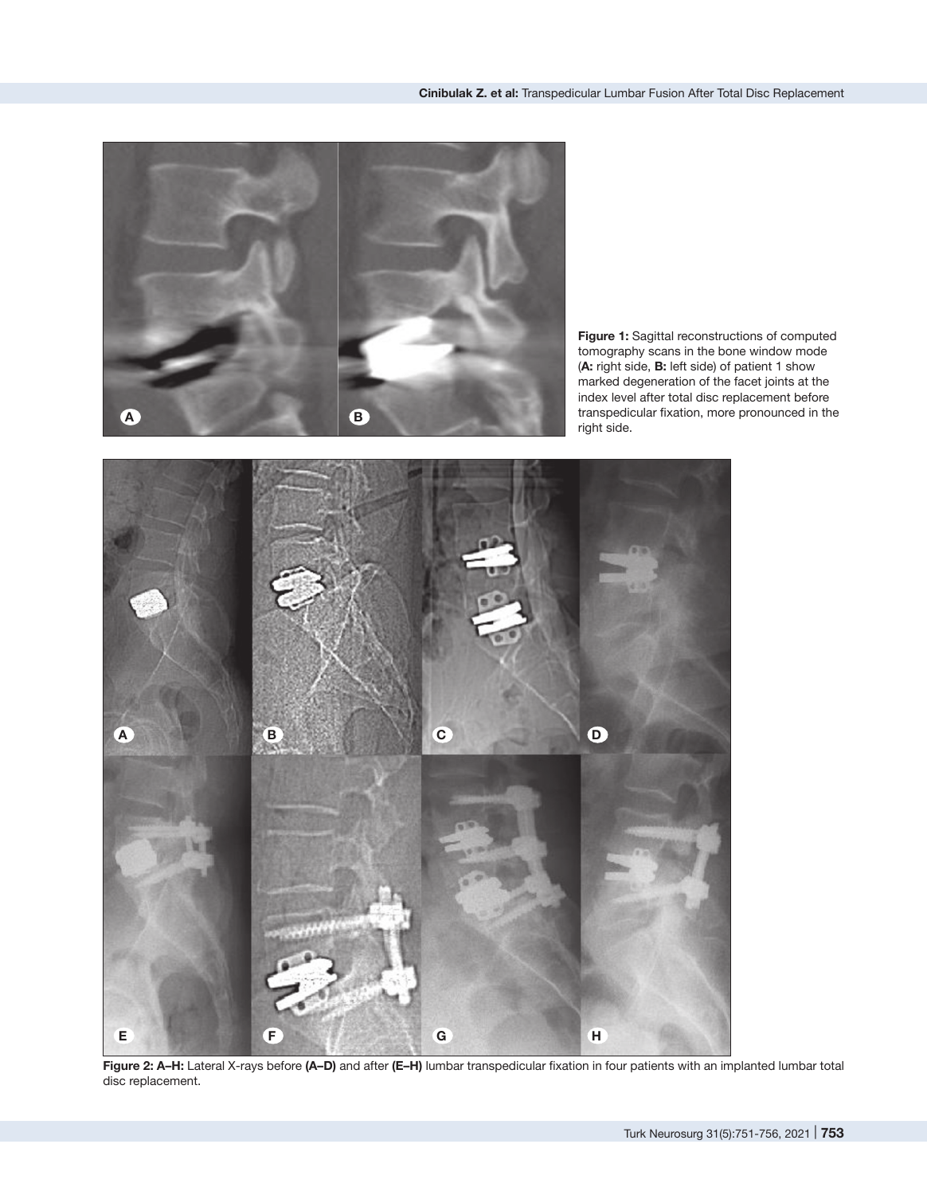**Figure 1:** Sagittal reconstructions of computed tomography scans in the bone window mode (**A:** right side, **B:** left side) of patient 1 show marked degeneration of the facet joints at the index level after total disc replacement before transpedicular fixation, more pronounced in the right side.

**Figure 2: A–H:** Lateral X-rays before **(A–D)** and after **(E–H)** lumbar transpedicular fixation in four patients with an implanted lumbar total disc replacement.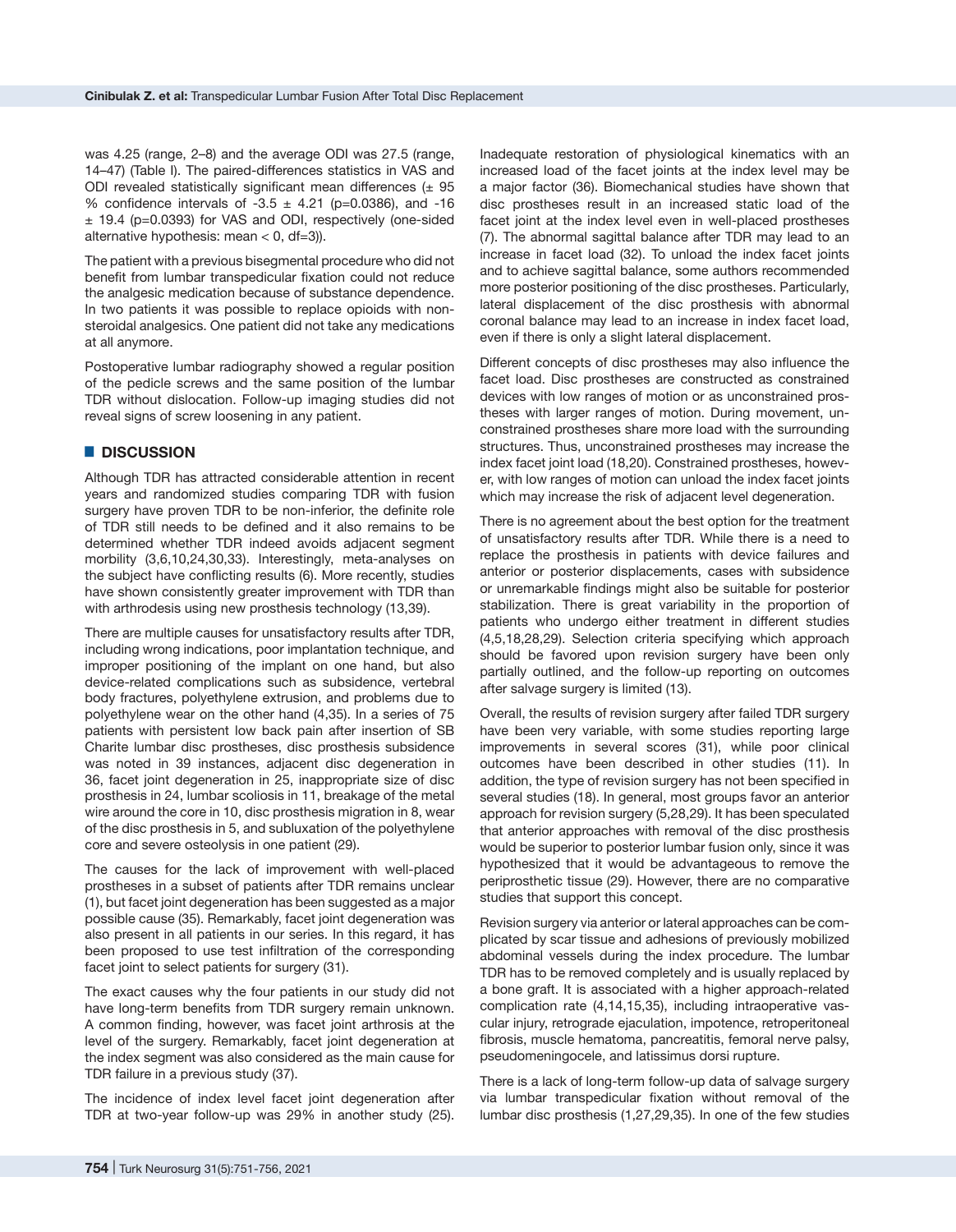was 4.25 (range, 2–8) and the average ODI was 27.5 (range, 14–47) (Table I). The paired-differences statistics in VAS and ODI revealed statistically significant mean differences (± 95 % confidence intervals of -3.5 ± 4.21 (p=0.0386), and -16 ± 19.4 (p=0.0393) for VAS and ODI, respectively (one-sided alternative hypothesis: mean < 0, df=3)).

The patient with a previous bisegmental procedure who did not benefit from lumbar transpedicular fixation could not reduce the analgesic medication because of substance dependence. In two patients it was possible to replace opioids with non-steroidal analgesics. One patient did not take any medications at all anymore.

Postoperative lumbar radiography showed a regular position of the pedicle screws and the same position of the lumbar TDR without dislocation. Follow-up imaging studies did not reveal signs of screw loosening in any patient.

## DISCUSSION

Although TDR has attracted considerable attention in recent years and randomized studies comparing TDR with fusion surgery have proven TDR to be non-inferior, the definite role of TDR still needs to be defined and it also remains to be determined whether TDR indeed avoids adjacent segment morbidity (3,6,10,24,30,33). Interestingly, meta-analyses on the subject have conflicting results (6). More recently, studies have shown consistently greater improvement with TDR than with arthrodesis using new prosthesis technology (13,39).

There are multiple causes for unsatisfactory results after TDR, including wrong indications, poor implantation technique, and improper positioning of the implant on one hand, but also device-related complications such as subsidence, vertebral body fractures, polyethylene extrusion, and problems due to polyethylene wear on the other hand (4,35). In a series of 75 patients with persistent low back pain after insertion of SB Charite lumbar disc prostheses, disc prosthesis subsidence was noted in 39 instances, adjacent disc degeneration in 36, facet joint degeneration in 25, inappropriate size of disc prosthesis in 24, lumbar scoliosis in 11, breakage of the metal wire around the core in 10, disc prosthesis migration in 8, wear of the disc prosthesis in 5, and subluxation of the polyethylene core and severe osteolysis in one patient (29).

The causes for the lack of improvement with well-placed prostheses in a subset of patients after TDR remains unclear (1), but facet joint degeneration has been suggested as a major possible cause (35). Remarkably, facet joint degeneration was also present in all patients in our series. In this regard, it has been proposed to use test infiltration of the corresponding facet joint to select patients for surgery (31).

The exact causes why the four patients in our study did not have long-term benefits from TDR surgery remain unknown. A common finding, however, was facet joint arthrosis at the level of the surgery. Remarkably, facet joint degeneration at the index segment was also considered as the main cause for TDR failure in a previous study (37).

The incidence of index level facet joint degeneration after TDR at two-year follow-up was 29% in another study (25). Inadequate restoration of physiological kinematics with an increased load of the facet joints at the index level may be a major factor (36). Biomechanical studies have shown that disc prostheses result in an increased static load of the facet joint at the index level even in well-placed prostheses (7). The abnormal sagittal balance after TDR may lead to an increase in facet load (32). To unload the index facet joints and to achieve sagittal balance, some authors recommended more posterior positioning of the disc prostheses. Particularly, lateral displacement of the disc prosthesis with abnormal coronal balance may lead to an increase in index facet load, even if there is only a slight lateral displacement.

Different concepts of disc prostheses may also influence the facet load. Disc prostheses are constructed as constrained devices with low ranges of motion or as unconstrained prostheses with larger ranges of motion. During movement, unconstrained prostheses share more load with the surrounding structures. Thus, unconstrained prostheses may increase the index facet joint load (18,20). Constrained prostheses, however, with low ranges of motion can unload the index facet joints which may increase the risk of adjacent level degeneration.

There is no agreement about the best option for the treatment of unsatisfactory results after TDR. While there is a need to replace the prosthesis in patients with device failures and anterior or posterior displacements, cases with subsidence or unremarkable findings might also be suitable for posterior stabilization. There is great variability in the proportion of patients who undergo either treatment in different studies (4,5,18,28,29). Selection criteria specifying which approach should be favored upon revision surgery have been only partially outlined, and the follow-up reporting on outcomes after salvage surgery is limited (13).

Overall, the results of revision surgery after failed TDR surgery have been very variable, with some studies reporting large improvements in several scores (31), while poor clinical outcomes have been described in other studies (11). In addition, the type of revision surgery has not been specified in several studies (18). In general, most groups favor an anterior approach for revision surgery (5,28,29). It has been speculated that anterior approaches with removal of the disc prosthesis would be superior to posterior lumbar fusion only, since it was hypothesized that it would be advantageous to remove the periprosthetic tissue (29). However, there are no comparative studies that support this concept.

Revision surgery via anterior or lateral approaches can be complicated by scar tissue and adhesions of previously mobilized abdominal vessels during the index procedure. The lumbar TDR has to be removed completely and is usually replaced by a bone graft. It is associated with a higher approach-related complication rate (4,14,15,35), including intraoperative vascular injury, retrograde ejaculation, impotence, retroperitoneal fibrosis, muscle hematoma, pancreatitis, femoral nerve palsy, pseudomeningocele, and latissimus dorsi rupture.

There is a lack of long-term follow-up data of salvage surgery via lumbar transpedicular fixation without removal of the lumbar disc prosthesis (1,27,29,35). In one of the few studies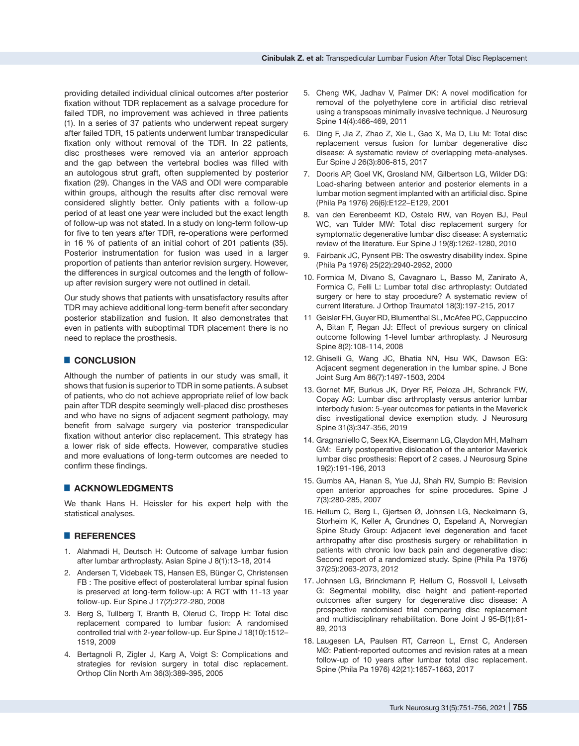providing detailed individual clinical outcomes after posterior fixation without TDR replacement as a salvage procedure for failed TDR, no improvement was achieved in three patients (1). In a series of 37 patients who underwent repeat surgery after failed TDR, 15 patients underwent lumbar transpedicular fixation only without removal of the TDR. In 22 patients, disc prostheses were removed via an anterior approach and the gap between the vertebral bodies was filled with an autologous strut graft, often supplemented by posterior fixation (29). Changes in the VAS and ODI were comparable within groups, although the results after disc removal were considered slightly better. Only patients with a follow-up period of at least one year were included but the exact length of follow-up was not stated. In a study on long-term follow-up for five to ten years after TDR, re-operations were performed in 16 % of patients of an initial cohort of 201 patients (35). Posterior instrumentation for fusion was used in a larger proportion of patients than anterior revision surgery. However, the differences in surgical outcomes and the length of follow-up after revision surgery were not outlined in detail.

Our study shows that patients with unsatisfactory results after TDR may achieve additional long-term benefit after secondary posterior stabilization and fusion. It also demonstrates that even in patients with suboptimal TDR placement there is no need to replace the prosthesis.

## CONCLUSION

Although the number of patients in our study was small, it shows that fusion is superior to TDR in some patients. A subset of patients, who do not achieve appropriate relief of low back pain after TDR despite seemingly well-placed disc prostheses and who have no signs of adjacent segment pathology, may benefit from salvage surgery via posterior transpedicular fixation without anterior disc replacement. This strategy has a lower risk of side effects. However, comparative studies and more evaluations of long-term outcomes are needed to confirm these findings.

## ACKNOWLEDGMENTS

We thank Hans H. Heissler for his expert help with the statistical analyses.

## REFERENCES

1. Alahmadi H, Deutsch H: Outcome of salvage lumbar fusion after lumbar arthroplasty. Asian Spine J 8(1):13-18, 2014
2. Andersen T, Videbaek TS, Hansen ES, Bünger C, Christensen FB : The positive effect of posterolateral lumbar spinal fusion is preserved at long-term follow-up: A RCT with 11-13 year follow-up. Eur Spine J 17(2):272-280, 2008
3. Berg S, Tullberg T, Branth B, Olerud C, Tropp H: Total disc replacement compared to lumbar fusion: A randomised controlled trial with 2-year follow-up. Eur Spine J 18(10):1512–1519, 2009
4. Bertagnoli R, Zigler J, Karg A, Voigt S: Complications and strategies for revision surgery in total disc replacement. Orthop Clin North Am 36(3):389-395, 2005
5. Cheng WK, Jadhav V, Palmer DK: A novel modification for removal of the polyethylene core in artificial disc retrieval using a transpsoas minimally invasive technique. J Neurosurg Spine 14(4):466-469, 2011
6. Ding F, Jia Z, Zhao Z, Xie L, Gao X, Ma D, Liu M: Total disc replacement versus fusion for lumbar degenerative disc disease: A systematic review of overlapping meta-analyses. Eur Spine J 26(3):806-815, 2017
7. Dooris AP, Goel VK, Grosland NM, Gilbertson LG, Wilder DG: Load-sharing between anterior and posterior elements in a lumbar motion segment implanted with an artificial disc. Spine (Phila Pa 1976) 26(6):E122–E129, 2001
8. van den Eerenbeemt KD, Ostelo RW, van Royen BJ, Peul WC, van Tulder MW: Total disc replacement surgery for symptomatic degenerative lumbar disc disease: A systematic review of the literature. Eur Spine J 19(8):1262-1280, 2010
9. Fairbank JC, Pynsent PB: The oswestry disability index. Spine (Phila Pa 1976) 25(22):2940-2952, 2000
10. Formica M, Divano S, Cavagnaro L, Basso M, Zanirato A, Formica C, Felli L: Lumbar total disc arthroplasty: Outdated surgery or here to stay procedure? A systematic review of current literature. J Orthop Traumatol 18(3):197-215, 2017
11. Geisler FH, Guyer RD, Blumenthal SL, McAfee PC, Cappuccino A, Bitan F, Regan JJ: Effect of previous surgery on clinical outcome following 1-level lumbar arthroplasty. J Neurosurg Spine 8(2):108-114, 2008
12. Ghiselli G, Wang JC, Bhatia NN, Hsu WK, Dawson EG: Adjacent segment degeneration in the lumbar spine. J Bone Joint Surg Am 86(7):1497-1503, 2004
13. Gornet MF, Burkus JK, Dryer RF, Peloza JH, Schranck FW, Copay AG: Lumbar disc arthroplasty versus anterior lumbar interbody fusion: 5-year outcomes for patients in the Maverick disc investigational device exemption study. J Neurosurg Spine 31(3):347-356, 2019
14. Gragnaniello C, Seex KA, Eisermann LG, Claydon MH, Malham GM: Early postoperative dislocation of the anterior Maverick lumbar disc prosthesis: Report of 2 cases. J Neurosurg Spine 19(2):191-196, 2013
15. Gumbs AA, Hanan S, Yue JJ, Shah RV, Sumpio B: Revision open anterior approaches for spine procedures. Spine J 7(3):280-285, 2007
16. Hellum C, Berg L, Gjertsen Ø, Johnsen LG, Neckelmann G, Storheim K, Keller A, Grundnes O, Espeland A, Norwegian Spine Study Group: Adjacent level degeneration and facet arthropathy after disc prosthesis surgery or rehabilitation in patients with chronic low back pain and degenerative disc: Second report of a randomized study. Spine (Phila Pa 1976) 37(25):2063-2073, 2012
17. Johnsen LG, Brinckmann P, Hellum C, Rossvoll I, Leivseth G: Segmental mobility, disc height and patient-reported outcomes after surgery for degenerative disc disease: A prospective randomised trial comparing disc replacement and multidisciplinary rehabilitation. Bone Joint J 95-B(1):81-89, 2013
18. Laugesen LA, Paulsen RT, Carreon L, Ernst C, Andersen MØ: Patient-reported outcomes and revision rates at a mean follow-up of 10 years after lumbar total disc replacement. Spine (Phila Pa 1976) 42(21):1657-1663, 2017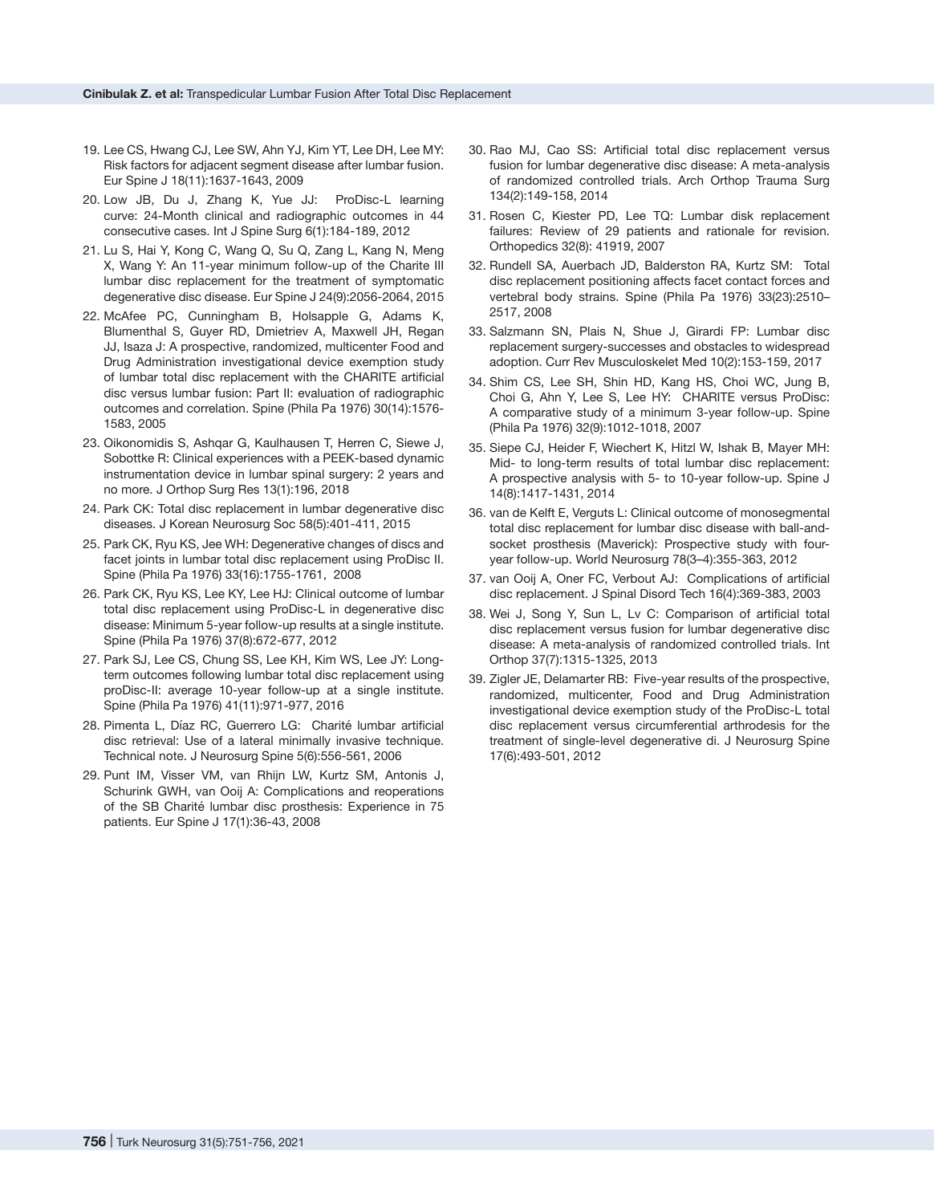19. Lee CS, Hwang CJ, Lee SW, Ahn YJ, Kim YT, Lee DH, Lee MY: Risk factors for adjacent segment disease after lumbar fusion. Eur Spine J 18(11):1637-1643, 2009
20. Low JB, Du J, Zhang K, Yue JJ: ProDisc-L learning curve: 24-Month clinical and radiographic outcomes in 44 consecutive cases. Int J Spine Surg 6(1):184-189, 2012
21. Lu S, Hai Y, Kong C, Wang Q, Su Q, Zang L, Kang N, Meng X, Wang Y: An 11-year minimum follow-up of the Charite III lumbar disc replacement for the treatment of symptomatic degenerative disc disease. Eur Spine J 24(9):2056-2064, 2015
22. McAfee PC, Cunningham B, Holsapple G, Adams K, Blumenthal S, Guyer RD, Dmietriev A, Maxwell JH, Regan JJ, Isaza J: A prospective, randomized, multicenter Food and Drug Administration investigational device exemption study of lumbar total disc replacement with the CHARITE artificial disc versus lumbar fusion: Part II: evaluation of radiographic outcomes and correlation. Spine (Phila Pa 1976) 30(14):1576-1583, 2005
23. Oikonomidis S, Ashqar G, Kaulhausen T, Herren C, Siewe J, Sobottke R: Clinical experiences with a PEEK-based dynamic instrumentation device in lumbar spinal surgery: 2 years and no more. J Orthop Surg Res 13(1):196, 2018
24. Park CK: Total disc replacement in lumbar degenerative disc diseases. J Korean Neurosurg Soc 58(5):401-411, 2015
25. Park CK, Ryu KS, Jee WH: Degenerative changes of discs and facet joints in lumbar total disc replacement using ProDisc II. Spine (Phila Pa 1976) 33(16):1755-1761, 2008
26. Park CK, Ryu KS, Lee KY, Lee HJ: Clinical outcome of lumbar total disc replacement using ProDisc-L in degenerative disc disease: Minimum 5-year follow-up results at a single institute. Spine (Phila Pa 1976) 37(8):672-677, 2012
27. Park SJ, Lee CS, Chung SS, Lee KH, Kim WS, Lee JY: Long-term outcomes following lumbar total disc replacement using proDisc-II: average 10-year follow-up at a single institute. Spine (Phila Pa 1976) 41(11):971-977, 2016
28. Pimenta L, Díaz RC, Guerrero LG: Charité lumbar artificial disc retrieval: Use of a lateral minimally invasive technique. Technical note. J Neurosurg Spine 5(6):556-561, 2006
29. Punt IM, Visser VM, van Rhijn LW, Kurtz SM, Antonis J, Schurink GWH, van Ooij A: Complications and reoperations of the SB Charité lumbar disc prosthesis: Experience in 75 patients. Eur Spine J 17(1):36-43, 2008
30. Rao MJ, Cao SS: Artificial total disc replacement versus fusion for lumbar degenerative disc disease: A meta-analysis of randomized controlled trials. Arch Orthop Trauma Surg 134(2):149-158, 2014
31. Rosen C, Kiester PD, Lee TQ: Lumbar disk replacement failures: Review of 29 patients and rationale for revision. Orthopedics 32(8): 41919, 2007
32. Rundell SA, Auerbach JD, Balderston RA, Kurtz SM: Total disc replacement positioning affects facet contact forces and vertebral body strains. Spine (Phila Pa 1976) 33(23):2510–2517, 2008
33. Salzmann SN, Plais N, Shue J, Girardi FP: Lumbar disc replacement surgery-successes and obstacles to widespread adoption. Curr Rev Musculoskelet Med 10(2):153-159, 2017
34. Shim CS, Lee SH, Shin HD, Kang HS, Choi WC, Jung B, Choi G, Ahn Y, Lee S, Lee HY: CHARITE versus ProDisc: A comparative study of a minimum 3-year follow-up. Spine (Phila Pa 1976) 32(9):1012-1018, 2007
35. Siepe CJ, Heider F, Wiechert K, Hitzl W, Ishak B, Mayer MH: Mid- to long-term results of total lumbar disc replacement: A prospective analysis with 5- to 10-year follow-up. Spine J 14(8):1417-1431, 2014
36. van de Kelft E, Verguts L: Clinical outcome of monosegmental total disc replacement for lumbar disc disease with ball-and-socket prosthesis (Maverick): Prospective study with four-year follow-up. World Neurosurg 78(3–4):355-363, 2012
37. van Ooij A, Oner FC, Verbout AJ: Complications of artificial disc replacement. J Spinal Disord Tech 16(4):369-383, 2003
38. Wei J, Song Y, Sun L, Lv C: Comparison of artificial total disc replacement versus fusion for lumbar degenerative disc disease: A meta-analysis of randomized controlled trials. Int Orthop 37(7):1315-1325, 2013
39. Zigler JE, Delamarter RB: Five-year results of the prospective, randomized, multicenter, Food and Drug Administration investigational device exemption study of the ProDisc-L total disc replacement versus circumferential arthrodesis for the treatment of single-level degenerative di. J Neurosurg Spine 17(6):493-501, 2012